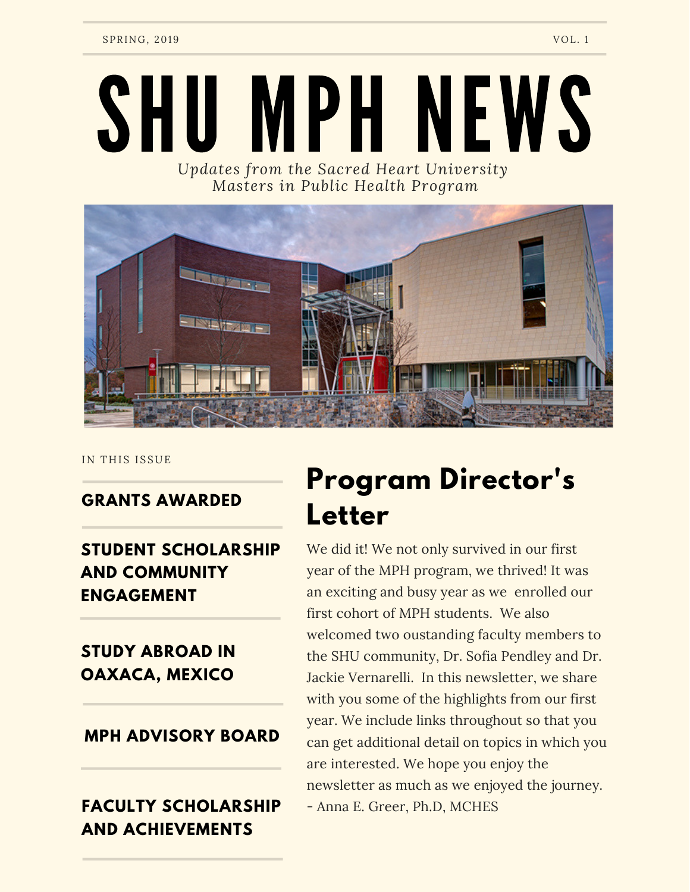SPRING, 2019 VOL. 1

# SHU MPH NEWS

*Updates from the Sacred Heart University Masters in Public Health Program*

IN THIS ISSUE

**GRANTS AWARDED**

**STUDENT SCHOLARSHIP AND COMMUNITY ENGAGEMENT**

**STUDY ABROAD IN OAXACA, MEXICO**

**MPH ADVISORY BOARD**

**FACULTY SCHOLARSHIP AND ACHIEVEMENTS**

## Program Director's Letter

We did it! We not only survived in our first year of the MPH program, we thrived! It was an exciting and busy year as we enrolled our first cohort of MPH students. We also welcomed two oustanding faculty members to the SHU community, Dr. Sofia Pendley and Dr. Jackie Vernarelli. In this newsletter, we share with you some of the highlights from our first year. We include links throughout so that you can get additional detail on topics in which you are interested. We hope you enjoy the newsletter as much as we enjoyed the journey.
- Anna E. Greer, Ph.D, MCHES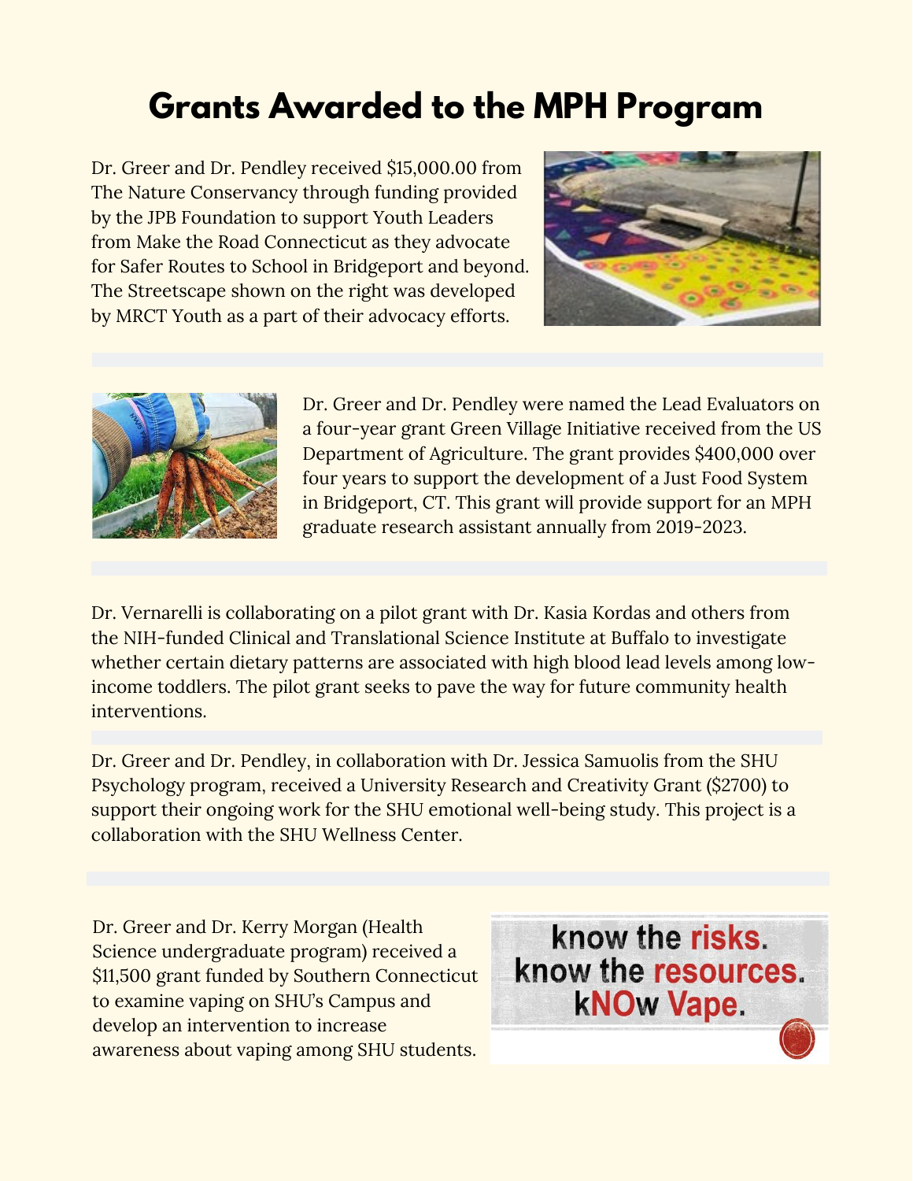# Grants Awarded to the MPH Program

Dr. Greer and Dr. Pendley received $15,000.00 from The Nature Conservancy through funding provided by the JPB Foundation to support Youth Leaders from Make the Road Connecticut as they advocate for Safer Routes to School in Bridgeport and beyond. The Streetscape shown on the right was developed by MRCT Youth as a part of their advocacy efforts.

Dr. Greer and Dr. Pendley were named the Lead Evaluators on a four-year grant Green Village Initiative received from the US Department of Agriculture. The grant provides $400,000 over four years to support the development of a Just Food System in Bridgeport, CT. This grant will provide support for an MPH graduate research assistant annually from 2019-2023.

Dr. Vernarelli is collaborating on a pilot grant with Dr. Kasia Kordas and others from the NIH-funded Clinical and Translational Science Institute at Buffalo to investigate whether certain dietary patterns are associated with high blood lead levels among low-income toddlers. The pilot grant seeks to pave the way for future community health interventions.

Dr. Greer and Dr. Pendley, in collaboration with Dr. Jessica Samuolis from the SHU Psychology program, received a University Research and Creativity Grant ($2700) to support their ongoing work for the SHU emotional well-being study. This project is a collaboration with the SHU Wellness Center.

Dr. Greer and Dr. Kerry Morgan (Health Science undergraduate program) received a $11,500 grant funded by Southern Connecticut to examine vaping on SHU's Campus and develop an intervention to increase awareness about vaping among SHU students.

know the risks.
know the resources.
kNOw Vape.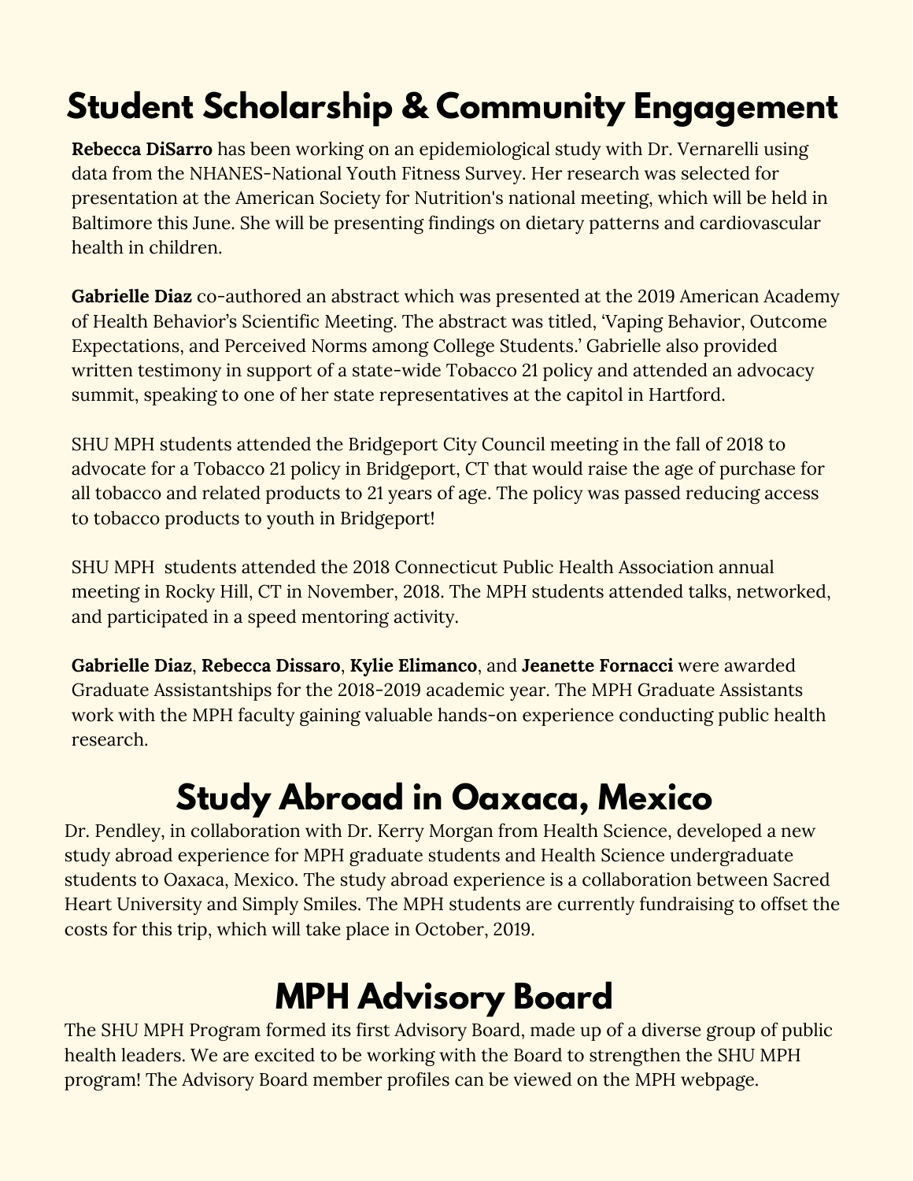# Student Scholarship & Community Engagement

**Rebecca DiSarro** has been working on an epidemiological study with Dr. Vernarelli using data from the NHANES-National Youth Fitness Survey. Her research was selected for presentation at the American Society for Nutrition's national meeting, which will be held in Baltimore this June. She will be presenting findings on dietary patterns and cardiovascular health in children.

**Gabrielle Diaz** co-authored an abstract which was presented at the 2019 American Academy of Health Behavior's Scientific Meeting. The abstract was titled, 'Vaping Behavior, Outcome Expectations, and Perceived Norms among College Students.' Gabrielle also provided written testimony in support of a state-wide Tobacco 21 policy and attended an advocacy summit, speaking to one of her state representatives at the capitol in Hartford.

SHU MPH students attended the Bridgeport City Council meeting in the fall of 2018 to advocate for a Tobacco 21 policy in Bridgeport, CT that would raise the age of purchase for all tobacco and related products to 21 years of age. The policy was passed reducing access to tobacco products to youth in Bridgeport!

SHU MPH students attended the 2018 Connecticut Public Health Association annual meeting in Rocky Hill, CT in November, 2018. The MPH students attended talks, networked, and participated in a speed mentoring activity.

**Gabrielle Diaz**, **Rebecca Dissaro**, **Kylie Elimanco**, and **Jeanette Fornacci** were awarded Graduate Assistantships for the 2018-2019 academic year. The MPH Graduate Assistants work with the MPH faculty gaining valuable hands-on experience conducting public health research.

# Study Abroad in Oaxaca, Mexico

Dr. Pendley, in collaboration with Dr. Kerry Morgan from Health Science, developed a new study abroad experience for MPH graduate students and Health Science undergraduate students to Oaxaca, Mexico. The study abroad experience is a collaboration between Sacred Heart University and Simply Smiles. The MPH students are currently fundraising to offset the costs for this trip, which will take place in October, 2019.

# MPH Advisory Board

The SHU MPH Program formed its first Advisory Board, made up of a diverse group of public health leaders. We are excited to be working with the Board to strengthen the SHU MPH program! The Advisory Board member profiles can be viewed on the MPH webpage.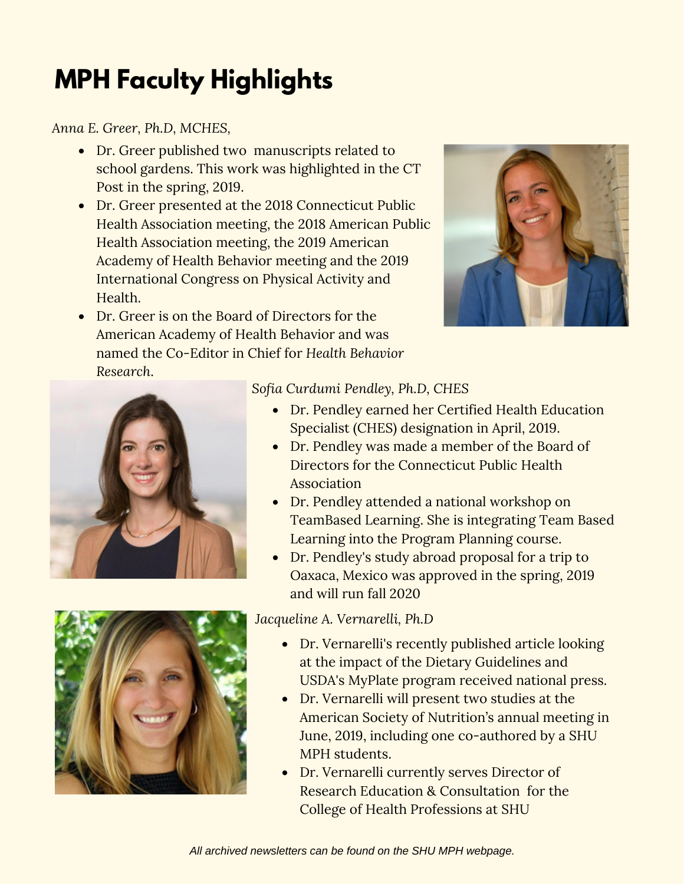# MPH Faculty Highlights

*Anna E. Greer, Ph.D, MCHES,*

- Dr. Greer published two manuscripts related to school gardens. This work was highlighted in the CT Post in the spring, 2019.
- Dr. Greer presented at the 2018 Connecticut Public Health Association meeting, the 2018 American Public Health Association meeting, the 2019 American Academy of Health Behavior meeting and the 2019 International Congress on Physical Activity and Health.
- Dr. Greer is on the Board of Directors for the American Academy of Health Behavior and was named the Co-Editor in Chief for *Health Behavior Research.*

*Sofia Curdumi Pendley, Ph.D, CHES*

- Dr. Pendley earned her Certified Health Education Specialist (CHES) designation in April, 2019.
- Dr. Pendley was made a member of the Board of Directors for the Connecticut Public Health Association
- Dr. Pendley attended a national workshop on TeamBased Learning. She is integrating Team Based Learning into the Program Planning course.
- Dr. Pendley's study abroad proposal for a trip to Oaxaca, Mexico was approved in the spring, 2019 and will run fall 2020

*Jacqueline A. Vernarelli, Ph.D*

- Dr. Vernarelli's recently published article looking at the impact of the Dietary Guidelines and USDA's MyPlate program received national press.
- Dr. Vernarelli will present two studies at the American Society of Nutrition's annual meeting in June, 2019, including one co-authored by a SHU MPH students.
- Dr. Vernarelli currently serves Director of Research Education & Consultation for the College of Health Professions at SHU

*All archived newsletters can be found on the SHU MPH webpage.*